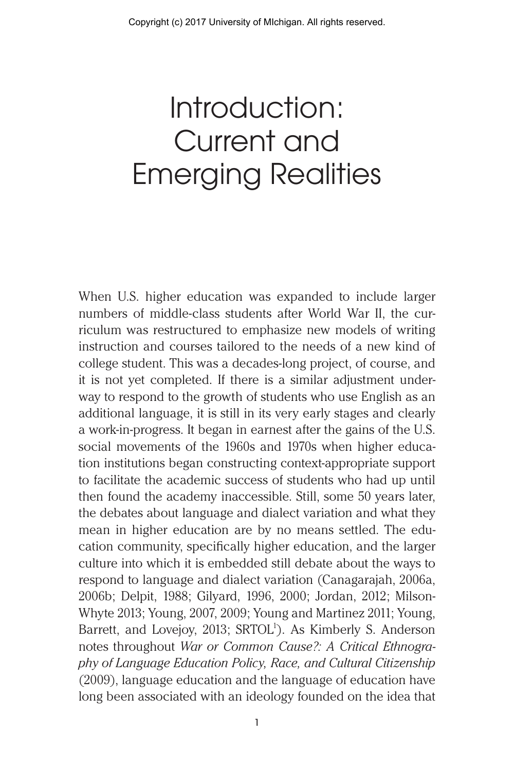# Introduction: Current and Emerging Realities

When U.S. higher education was expanded to include larger numbers of middle-class students after World War II, the curriculum was restructured to emphasize new models of writing instruction and courses tailored to the needs of a new kind of college student. This was a decades-long project, of course, and it is not yet completed. If there is a similar adjustment underway to respond to the growth of students who use English as an additional language, it is still in its very early stages and clearly a work-in-progress. It began in earnest after the gains of the U.S. social movements of the 1960s and 1970s when higher education institutions began constructing context-appropriate support to facilitate the academic success of students who had up until then found the academy inaccessible. Still, some 50 years later, the debates about language and dialect variation and what they mean in higher education are by no means settled. The education community, specifically higher education, and the larger culture into which it is embedded still debate about the ways to respond to language and dialect variation (Canagarajah, 2006a, 2006b; Delpit, 1988; Gilyard, 1996, 2000; Jordan, 2012; Milson-Whyte 2013; Young, 2007, 2009; Young and Martinez 2011; Young, Barrett, and Lovejoy, 2013; SRTOL[1]). As Kimberly S. Anderson notes throughout *War or Common Cause?: A Critical Ethnography of Language Education Policy, Race, and Cultural Citizenship* (2009), language education and the language of education have long been associated with an ideology founded on the idea that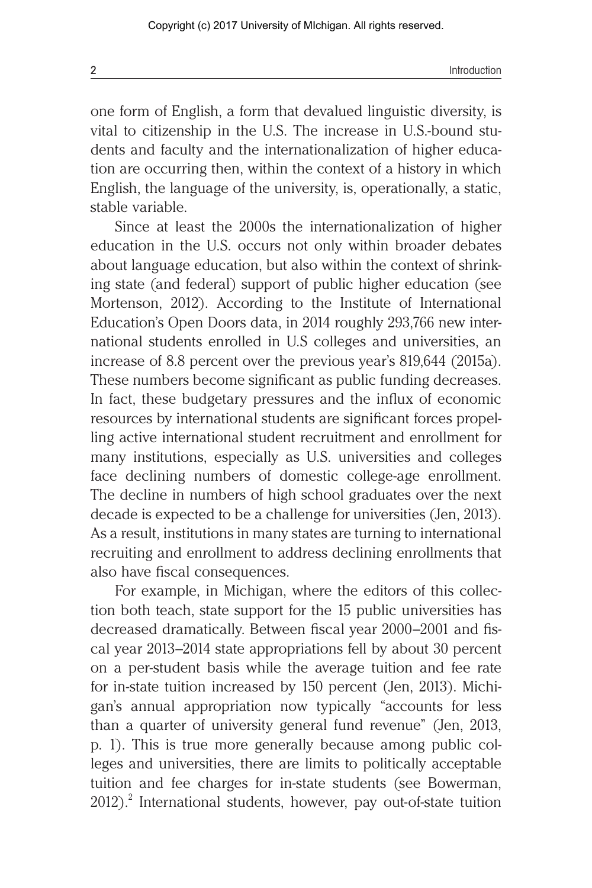one form of English, a form that devalued linguistic diversity, is vital to citizenship in the U.S. The increase in U.S.-bound students and faculty and the internationalization of higher education are occurring then, within the context of a history in which English, the language of the university, is, operationally, a static, stable variable.

Since at least the 2000s the internationalization of higher education in the U.S. occurs not only within broader debates about language education, but also within the context of shrinking state (and federal) support of public higher education (see Mortenson, 2012). According to the Institute of International Education's Open Doors data, in 2014 roughly 293,766 new international students enrolled in U.S colleges and universities, an increase of 8.8 percent over the previous year's 819,644 (2015a). These numbers become significant as public funding decreases. In fact, these budgetary pressures and the influx of economic resources by international students are significant forces propelling active international student recruitment and enrollment for many institutions, especially as U.S. universities and colleges face declining numbers of domestic college-age enrollment. The decline in numbers of high school graduates over the next decade is expected to be a challenge for universities (Jen, 2013). As a result, institutions in many states are turning to international recruiting and enrollment to address declining enrollments that also have fiscal consequences.

For example, in Michigan, where the editors of this collection both teach, state support for the 15 public universities has decreased dramatically. Between fiscal year 2000–2001 and fiscal year 2013–2014 state appropriations fell by about 30 percent on a per-student basis while the average tuition and fee rate for in-state tuition increased by 150 percent (Jen, 2013). Michigan's annual appropriation now typically "accounts for less than a quarter of university general fund revenue" (Jen, 2013, p. 1). This is true more generally because among public colleges and universities, there are limits to politically acceptable tuition and fee charges for in-state students (see Bowerman, 2012).[2] International students, however, pay out-of-state tuition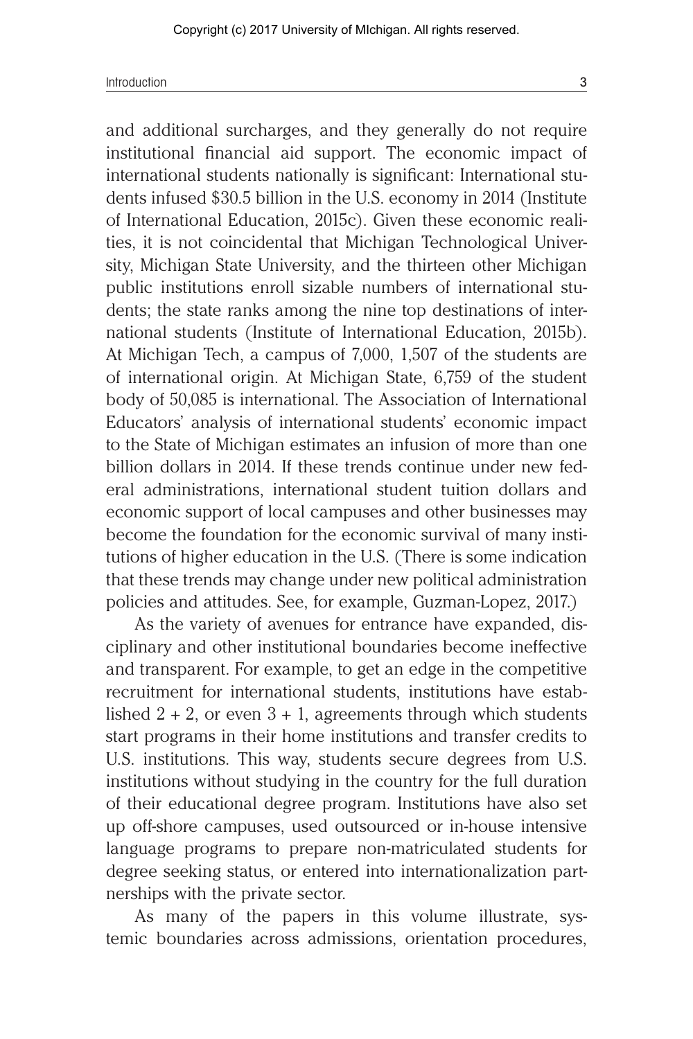and additional surcharges, and they generally do not require institutional financial aid support. The economic impact of international students nationally is significant: International students infused $30.5 billion in the U.S. economy in 2014 (Institute of International Education, 2015c). Given these economic realities, it is not coincidental that Michigan Technological University, Michigan State University, and the thirteen other Michigan public institutions enroll sizable numbers of international students; the state ranks among the nine top destinations of international students (Institute of International Education, 2015b). At Michigan Tech, a campus of 7,000, 1,507 of the students are of international origin. At Michigan State, 6,759 of the student body of 50,085 is international. The Association of International Educators' analysis of international students' economic impact to the State of Michigan estimates an infusion of more than one billion dollars in 2014. If these trends continue under new federal administrations, international student tuition dollars and economic support of local campuses and other businesses may become the foundation for the economic survival of many institutions of higher education in the U.S. (There is some indication that these trends may change under new political administration policies and attitudes. See, for example, Guzman-Lopez, 2017.)

As the variety of avenues for entrance have expanded, disciplinary and other institutional boundaries become ineffective and transparent. For example, to get an edge in the competitive recruitment for international students, institutions have established 2 + 2, or even 3 + 1, agreements through which students start programs in their home institutions and transfer credits to U.S. institutions. This way, students secure degrees from U.S. institutions without studying in the country for the full duration of their educational degree program. Institutions have also set up off-shore campuses, used outsourced or in-house intensive language programs to prepare non-matriculated students for degree seeking status, or entered into internationalization partnerships with the private sector.

As many of the papers in this volume illustrate, systemic boundaries across admissions, orientation procedures,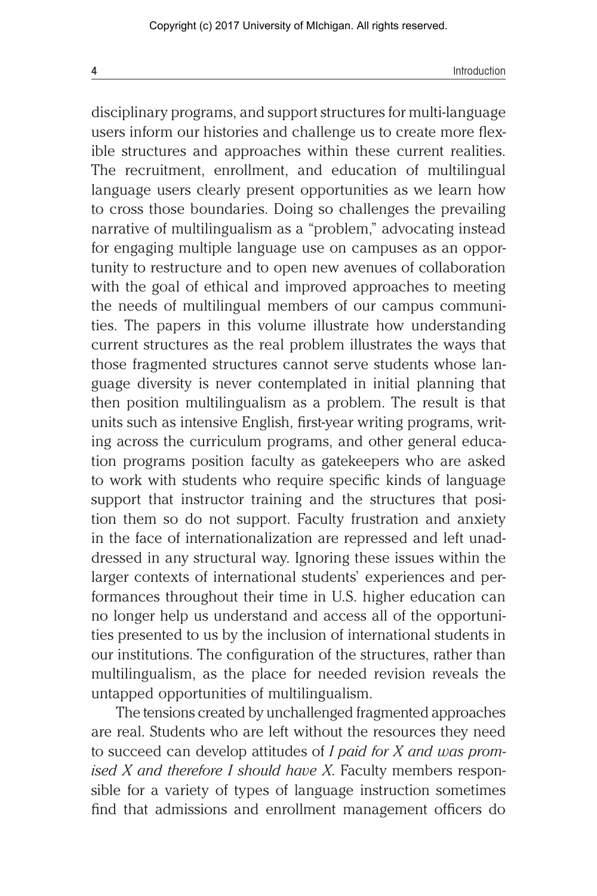disciplinary programs, and support structures for multi-language users inform our histories and challenge us to create more flexible structures and approaches within these current realities. The recruitment, enrollment, and education of multilingual language users clearly present opportunities as we learn how to cross those boundaries. Doing so challenges the prevailing narrative of multilingualism as a "problem," advocating instead for engaging multiple language use on campuses as an opportunity to restructure and to open new avenues of collaboration with the goal of ethical and improved approaches to meeting the needs of multilingual members of our campus communities. The papers in this volume illustrate how understanding current structures as the real problem illustrates the ways that those fragmented structures cannot serve students whose language diversity is never contemplated in initial planning that then position multilingualism as a problem. The result is that units such as intensive English, first-year writing programs, writing across the curriculum programs, and other general education programs position faculty as gatekeepers who are asked to work with students who require specific kinds of language support that instructor training and the structures that position them so do not support. Faculty frustration and anxiety in the face of internationalization are repressed and left unaddressed in any structural way. Ignoring these issues within the larger contexts of international students' experiences and performances throughout their time in U.S. higher education can no longer help us understand and access all of the opportunities presented to us by the inclusion of international students in our institutions. The configuration of the structures, rather than multilingualism, as the place for needed revision reveals the untapped opportunities of multilingualism.

The tensions created by unchallenged fragmented approaches are real. Students who are left without the resources they need to succeed can develop attitudes of *I paid for X and was promised X and therefore I should have X*. Faculty members responsible for a variety of types of language instruction sometimes find that admissions and enrollment management officers do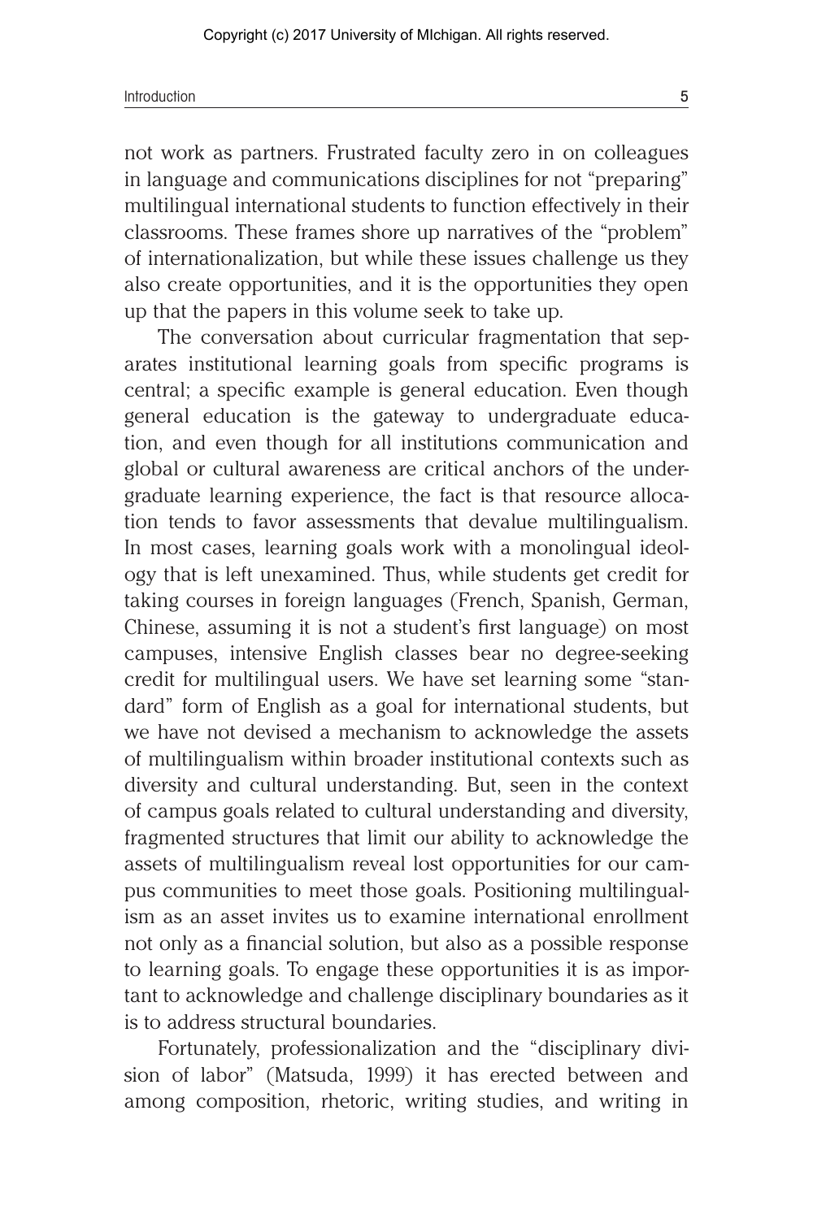not work as partners. Frustrated faculty zero in on colleagues in language and communications disciplines for not "preparing" multilingual international students to function effectively in their classrooms. These frames shore up narratives of the "problem" of internationalization, but while these issues challenge us they also create opportunities, and it is the opportunities they open up that the papers in this volume seek to take up.

The conversation about curricular fragmentation that separates institutional learning goals from specific programs is central; a specific example is general education. Even though general education is the gateway to undergraduate education, and even though for all institutions communication and global or cultural awareness are critical anchors of the undergraduate learning experience, the fact is that resource allocation tends to favor assessments that devalue multilingualism. In most cases, learning goals work with a monolingual ideology that is left unexamined. Thus, while students get credit for taking courses in foreign languages (French, Spanish, German, Chinese, assuming it is not a student's first language) on most campuses, intensive English classes bear no degree-seeking credit for multilingual users. We have set learning some "standard" form of English as a goal for international students, but we have not devised a mechanism to acknowledge the assets of multilingualism within broader institutional contexts such as diversity and cultural understanding. But, seen in the context of campus goals related to cultural understanding and diversity, fragmented structures that limit our ability to acknowledge the assets of multilingualism reveal lost opportunities for our campus communities to meet those goals. Positioning multilingualism as an asset invites us to examine international enrollment not only as a financial solution, but also as a possible response to learning goals. To engage these opportunities it is as important to acknowledge and challenge disciplinary boundaries as it is to address structural boundaries.

Fortunately, professionalization and the "disciplinary division of labor" (Matsuda, 1999) it has erected between and among composition, rhetoric, writing studies, and writing in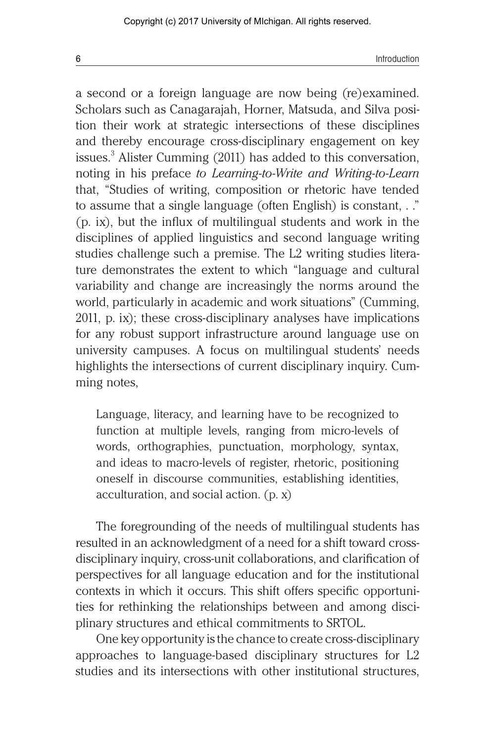a second or a foreign language are now being (re)examined. Scholars such as Canagarajah, Horner, Matsuda, and Silva position their work at strategic intersections of these disciplines and thereby encourage cross-disciplinary engagement on key issues.[3] Alister Cumming (2011) has added to this conversation, noting in his preface *to Learning-to-Write and Writing-to-Learn* that, "Studies of writing, composition or rhetoric have tended to assume that a single language (often English) is constant, . ." (p. ix), but the influx of multilingual students and work in the disciplines of applied linguistics and second language writing studies challenge such a premise. The L2 writing studies literature demonstrates the extent to which "language and cultural variability and change are increasingly the norms around the world, particularly in academic and work situations" (Cumming, 2011, p. ix); these cross-disciplinary analyses have implications for any robust support infrastructure around language use on university campuses. A focus on multilingual students' needs highlights the intersections of current disciplinary inquiry. Cumming notes,

> Language, literacy, and learning have to be recognized to function at multiple levels, ranging from micro-levels of words, orthographies, punctuation, morphology, syntax, and ideas to macro-levels of register, rhetoric, positioning oneself in discourse communities, establishing identities, acculturation, and social action. (p. x)

The foregrounding of the needs of multilingual students has resulted in an acknowledgment of a need for a shift toward cross-disciplinary inquiry, cross-unit collaborations, and clarification of perspectives for all language education and for the institutional contexts in which it occurs. This shift offers specific opportunities for rethinking the relationships between and among disciplinary structures and ethical commitments to SRTOL.

One key opportunity is the chance to create cross-disciplinary approaches to language-based disciplinary structures for L2 studies and its intersections with other institutional structures,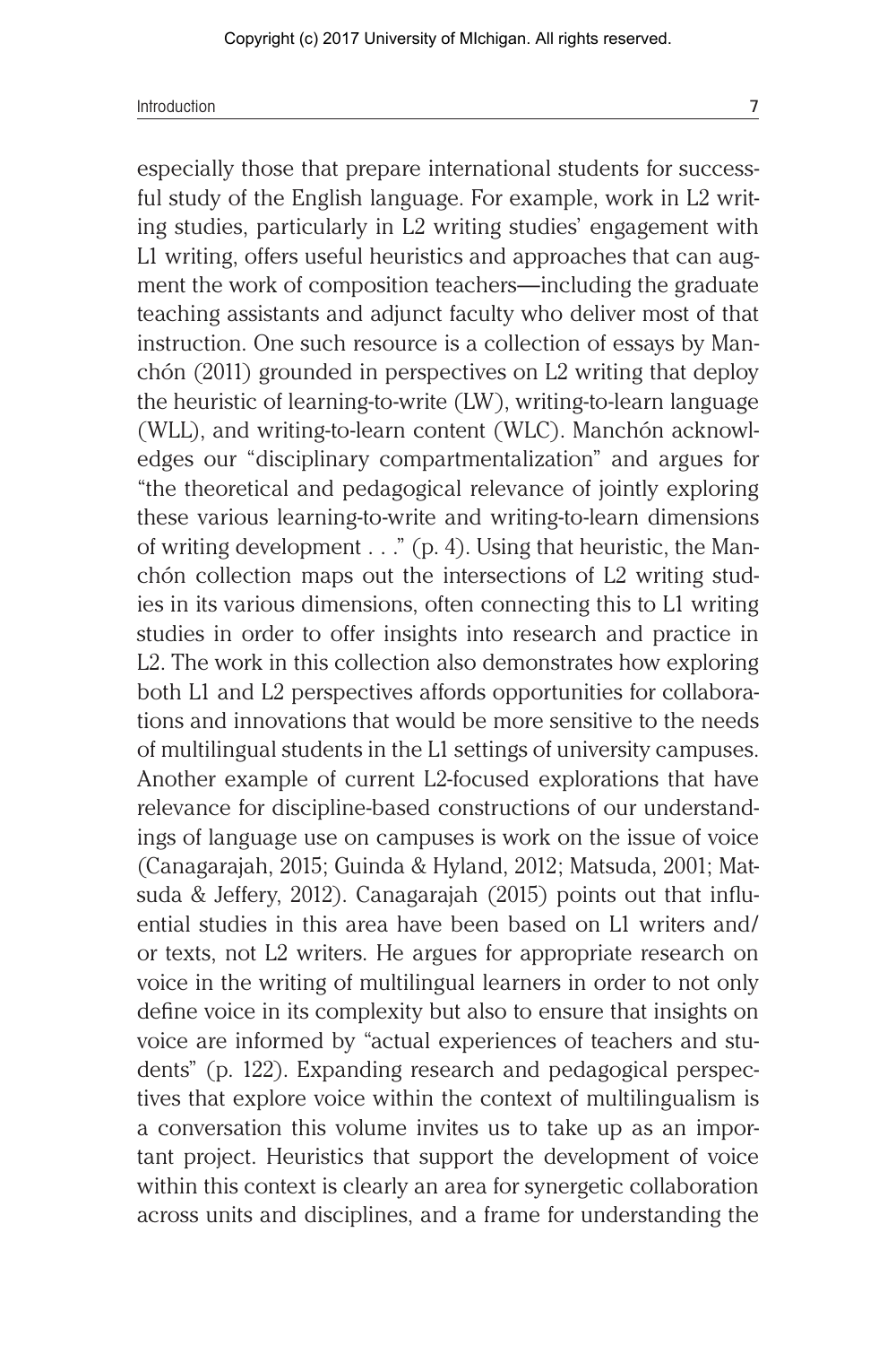especially those that prepare international students for successful study of the English language. For example, work in L2 writing studies, particularly in L2 writing studies' engagement with L1 writing, offers useful heuristics and approaches that can augment the work of composition teachers—including the graduate teaching assistants and adjunct faculty who deliver most of that instruction. One such resource is a collection of essays by Manchón (2011) grounded in perspectives on L2 writing that deploy the heuristic of learning-to-write (LW), writing-to-learn language (WLL), and writing-to-learn content (WLC). Manchón acknowledges our "disciplinary compartmentalization" and argues for "the theoretical and pedagogical relevance of jointly exploring these various learning-to-write and writing-to-learn dimensions of writing development . . ." (p. 4). Using that heuristic, the Manchón collection maps out the intersections of L2 writing studies in its various dimensions, often connecting this to L1 writing studies in order to offer insights into research and practice in L2. The work in this collection also demonstrates how exploring both L1 and L2 perspectives affords opportunities for collaborations and innovations that would be more sensitive to the needs of multilingual students in the L1 settings of university campuses. Another example of current L2-focused explorations that have relevance for discipline-based constructions of our understandings of language use on campuses is work on the issue of voice (Canagarajah, 2015; Guinda & Hyland, 2012; Matsuda, 2001; Matsuda & Jeffery, 2012). Canagarajah (2015) points out that influential studies in this area have been based on L1 writers and/or texts, not L2 writers. He argues for appropriate research on voice in the writing of multilingual learners in order to not only define voice in its complexity but also to ensure that insights on voice are informed by "actual experiences of teachers and students" (p. 122). Expanding research and pedagogical perspectives that explore voice within the context of multilingualism is a conversation this volume invites us to take up as an important project. Heuristics that support the development of voice within this context is clearly an area for synergetic collaboration across units and disciplines, and a frame for understanding the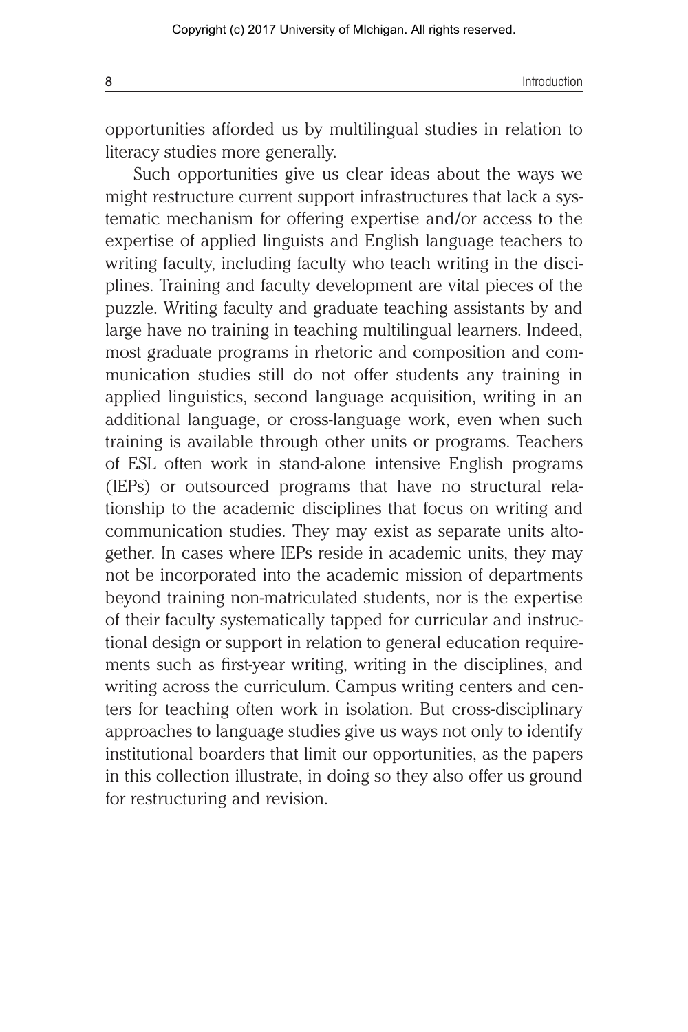opportunities afforded us by multilingual studies in relation to literacy studies more generally.

Such opportunities give us clear ideas about the ways we might restructure current support infrastructures that lack a systematic mechanism for offering expertise and/or access to the expertise of applied linguists and English language teachers to writing faculty, including faculty who teach writing in the disciplines. Training and faculty development are vital pieces of the puzzle. Writing faculty and graduate teaching assistants by and large have no training in teaching multilingual learners. Indeed, most graduate programs in rhetoric and composition and communication studies still do not offer students any training in applied linguistics, second language acquisition, writing in an additional language, or cross-language work, even when such training is available through other units or programs. Teachers of ESL often work in stand-alone intensive English programs (IEPs) or outsourced programs that have no structural relationship to the academic disciplines that focus on writing and communication studies. They may exist as separate units altogether. In cases where IEPs reside in academic units, they may not be incorporated into the academic mission of departments beyond training non-matriculated students, nor is the expertise of their faculty systematically tapped for curricular and instructional design or support in relation to general education requirements such as first-year writing, writing in the disciplines, and writing across the curriculum. Campus writing centers and centers for teaching often work in isolation. But cross-disciplinary approaches to language studies give us ways not only to identify institutional boarders that limit our opportunities, as the papers in this collection illustrate, in doing so they also offer us ground for restructuring and revision.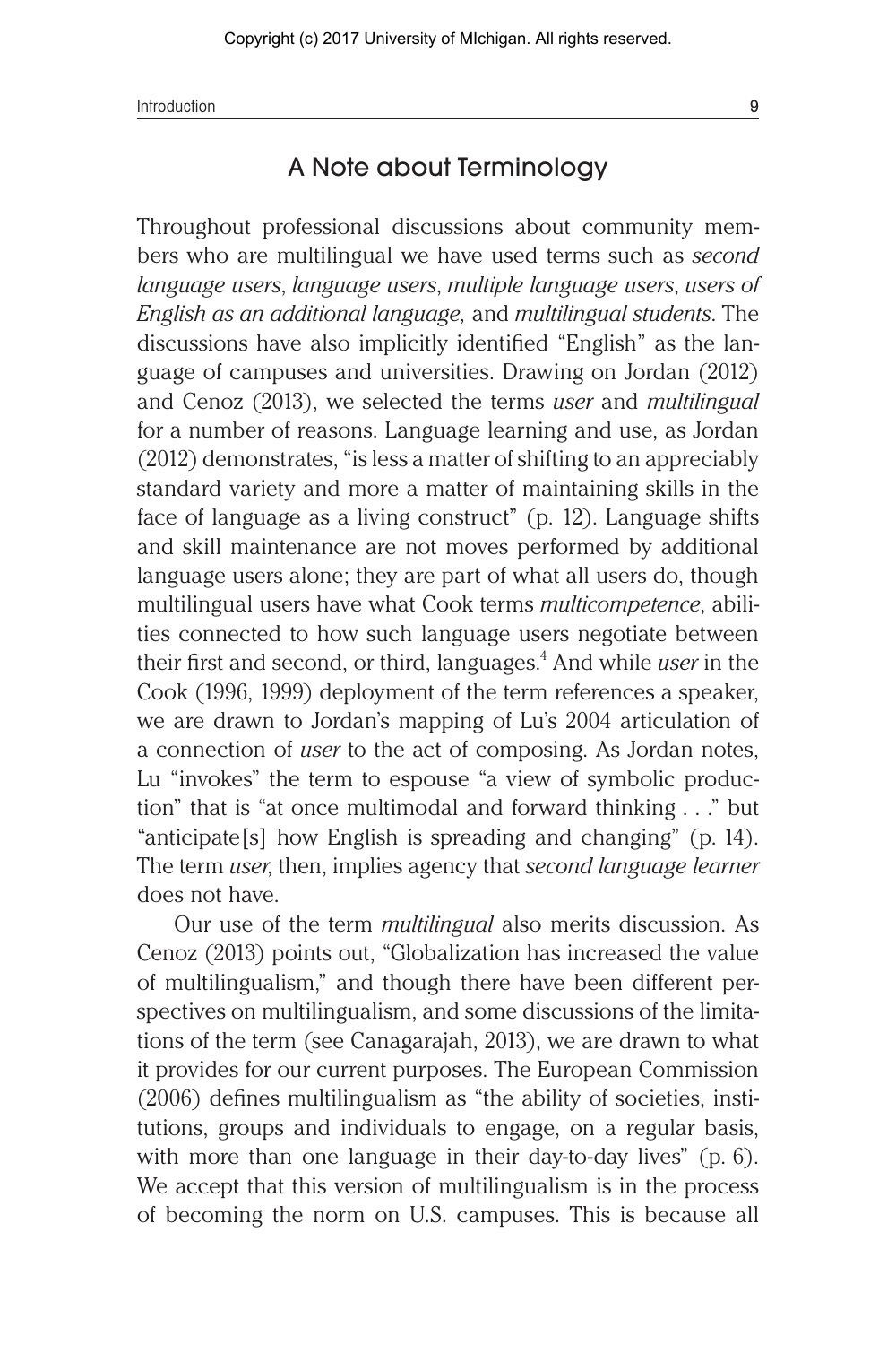## A Note about Terminology

Throughout professional discussions about community members who are multilingual we have used terms such as *second language users*, *language users*, *multiple language users*, *users of English as an additional language,* and *multilingual students*. The discussions have also implicitly identified "English" as the language of campuses and universities. Drawing on Jordan (2012) and Cenoz (2013), we selected the terms *user* and *multilingual* for a number of reasons. Language learning and use, as Jordan (2012) demonstrates, "is less a matter of shifting to an appreciably standard variety and more a matter of maintaining skills in the face of language as a living construct" (p. 12). Language shifts and skill maintenance are not moves performed by additional language users alone; they are part of what all users do, though multilingual users have what Cook terms *multicompetence*, abilities connected to how such language users negotiate between their first and second, or third, languages.[4] And while *user* in the Cook (1996, 1999) deployment of the term references a speaker, we are drawn to Jordan's mapping of Lu's 2004 articulation of a connection of *user* to the act of composing. As Jordan notes, Lu "invokes" the term to espouse "a view of symbolic production" that is "at once multimodal and forward thinking . . ." but "anticipate[s] how English is spreading and changing" (p. 14). The term *user*, then, implies agency that *second language learner* does not have.

Our use of the term *multilingual* also merits discussion. As Cenoz (2013) points out, "Globalization has increased the value of multilingualism," and though there have been different perspectives on multilingualism, and some discussions of the limitations of the term (see Canagarajah, 2013), we are drawn to what it provides for our current purposes. The European Commission (2006) defines multilingualism as "the ability of societies, institutions, groups and individuals to engage, on a regular basis, with more than one language in their day-to-day lives" (p. 6). We accept that this version of multilingualism is in the process of becoming the norm on U.S. campuses. This is because all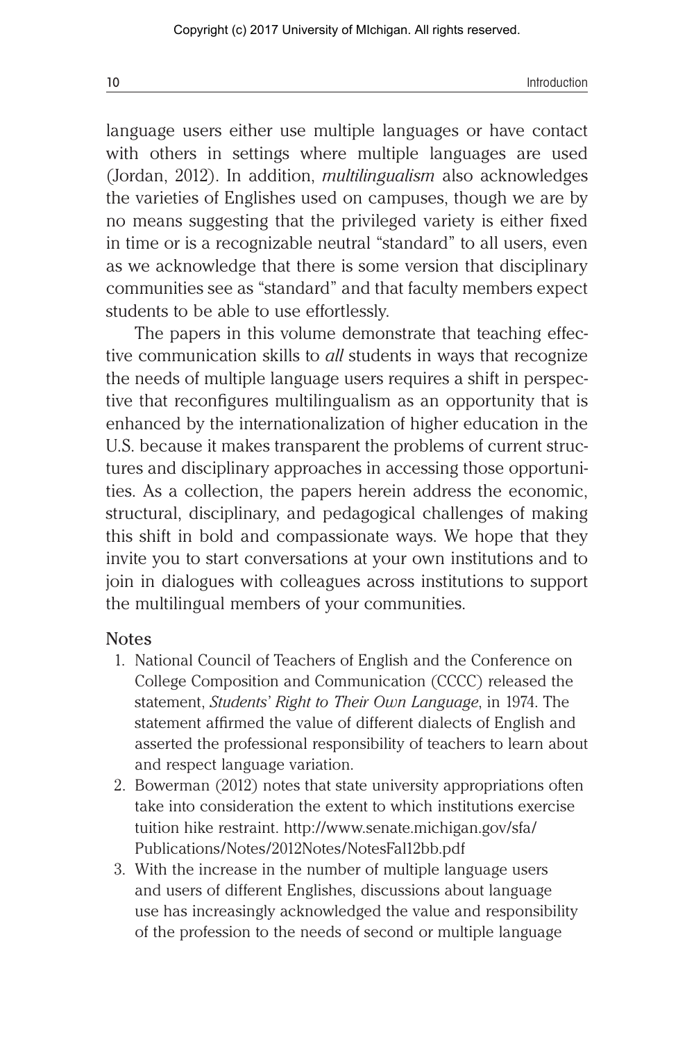language users either use multiple languages or have contact with others in settings where multiple languages are used (Jordan, 2012). In addition, *multilingualism* also acknowledges the varieties of Englishes used on campuses, though we are by no means suggesting that the privileged variety is either fixed in time or is a recognizable neutral "standard" to all users, even as we acknowledge that there is some version that disciplinary communities see as "standard" and that faculty members expect students to be able to use effortlessly.

The papers in this volume demonstrate that teaching effective communication skills to *all* students in ways that recognize the needs of multiple language users requires a shift in perspective that reconfigures multilingualism as an opportunity that is enhanced by the internationalization of higher education in the U.S. because it makes transparent the problems of current structures and disciplinary approaches in accessing those opportunities. As a collection, the papers herein address the economic, structural, disciplinary, and pedagogical challenges of making this shift in bold and compassionate ways. We hope that they invite you to start conversations at your own institutions and to join in dialogues with colleagues across institutions to support the multilingual members of your communities.

## Notes

1. National Council of Teachers of English and the Conference on College Composition and Communication (CCCC) released the statement, *Students' Right to Their Own Language*, in 1974. The statement affirmed the value of different dialects of English and asserted the professional responsibility of teachers to learn about and respect language variation.
2. Bowerman (2012) notes that state university appropriations often take into consideration the extent to which institutions exercise tuition hike restraint. http://www.senate.michigan.gov/sfa/Publications/Notes/2012Notes/NotesFal12bb.pdf
3. With the increase in the number of multiple language users and users of different Englishes, discussions about language use has increasingly acknowledged the value and responsibility of the profession to the needs of second or multiple language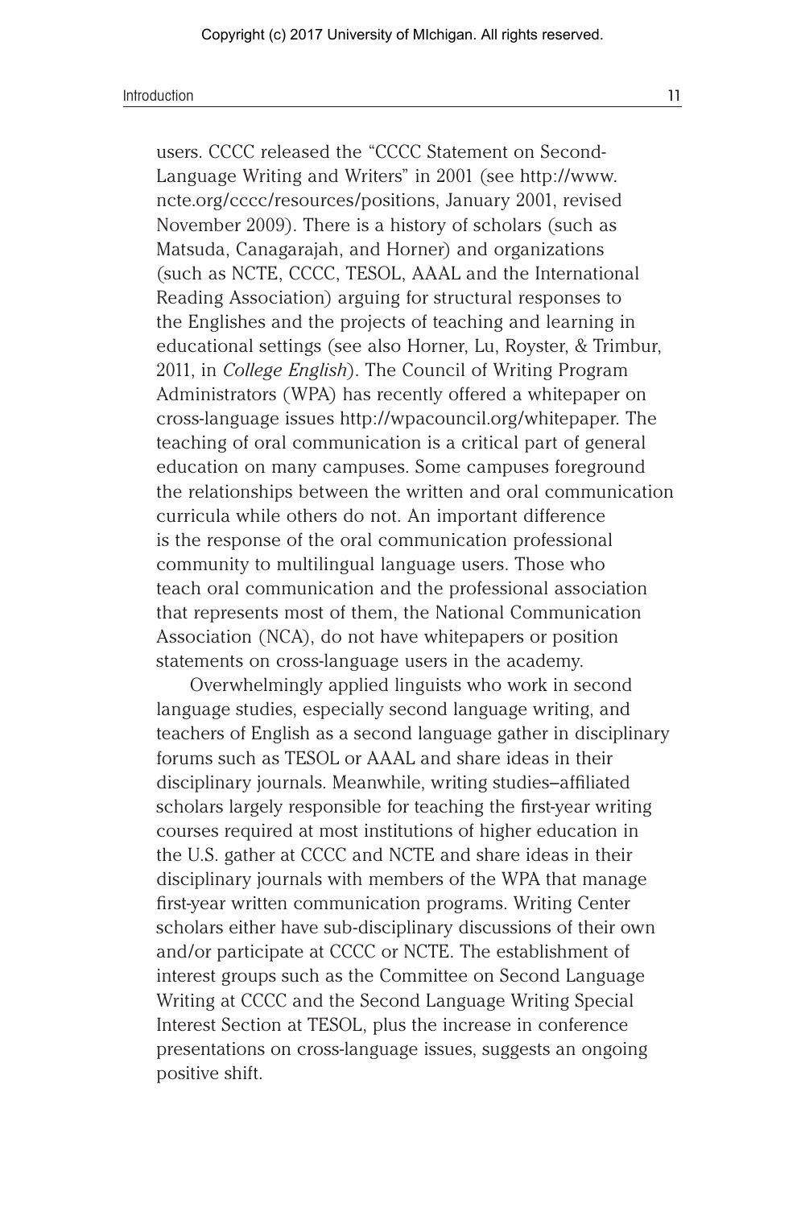users. CCCC released the "CCCC Statement on Second-Language Writing and Writers" in 2001 (see http://www.ncte.org/cccc/resources/positions, January 2001, revised November 2009). There is a history of scholars (such as Matsuda, Canagarajah, and Horner) and organizations (such as NCTE, CCCC, TESOL, AAAL and the International Reading Association) arguing for structural responses to the Englishes and the projects of teaching and learning in educational settings (see also Horner, Lu, Royster, & Trimbur, 2011, in *College English*). The Council of Writing Program Administrators (WPA) has recently offered a whitepaper on cross-language issues http://wpacouncil.org/whitepaper. The teaching of oral communication is a critical part of general education on many campuses. Some campuses foreground the relationships between the written and oral communication curricula while others do not. An important difference is the response of the oral communication professional community to multilingual language users. Those who teach oral communication and the professional association that represents most of them, the National Communication Association (NCA), do not have whitepapers or position statements on cross-language users in the academy.

Overwhelmingly applied linguists who work in second language studies, especially second language writing, and teachers of English as a second language gather in disciplinary forums such as TESOL or AAAL and share ideas in their disciplinary journals. Meanwhile, writing studies–affiliated scholars largely responsible for teaching the first-year writing courses required at most institutions of higher education in the U.S. gather at CCCC and NCTE and share ideas in their disciplinary journals with members of the WPA that manage first-year written communication programs. Writing Center scholars either have sub-disciplinary discussions of their own and/or participate at CCCC or NCTE. The establishment of interest groups such as the Committee on Second Language Writing at CCCC and the Second Language Writing Special Interest Section at TESOL, plus the increase in conference presentations on cross-language issues, suggests an ongoing positive shift.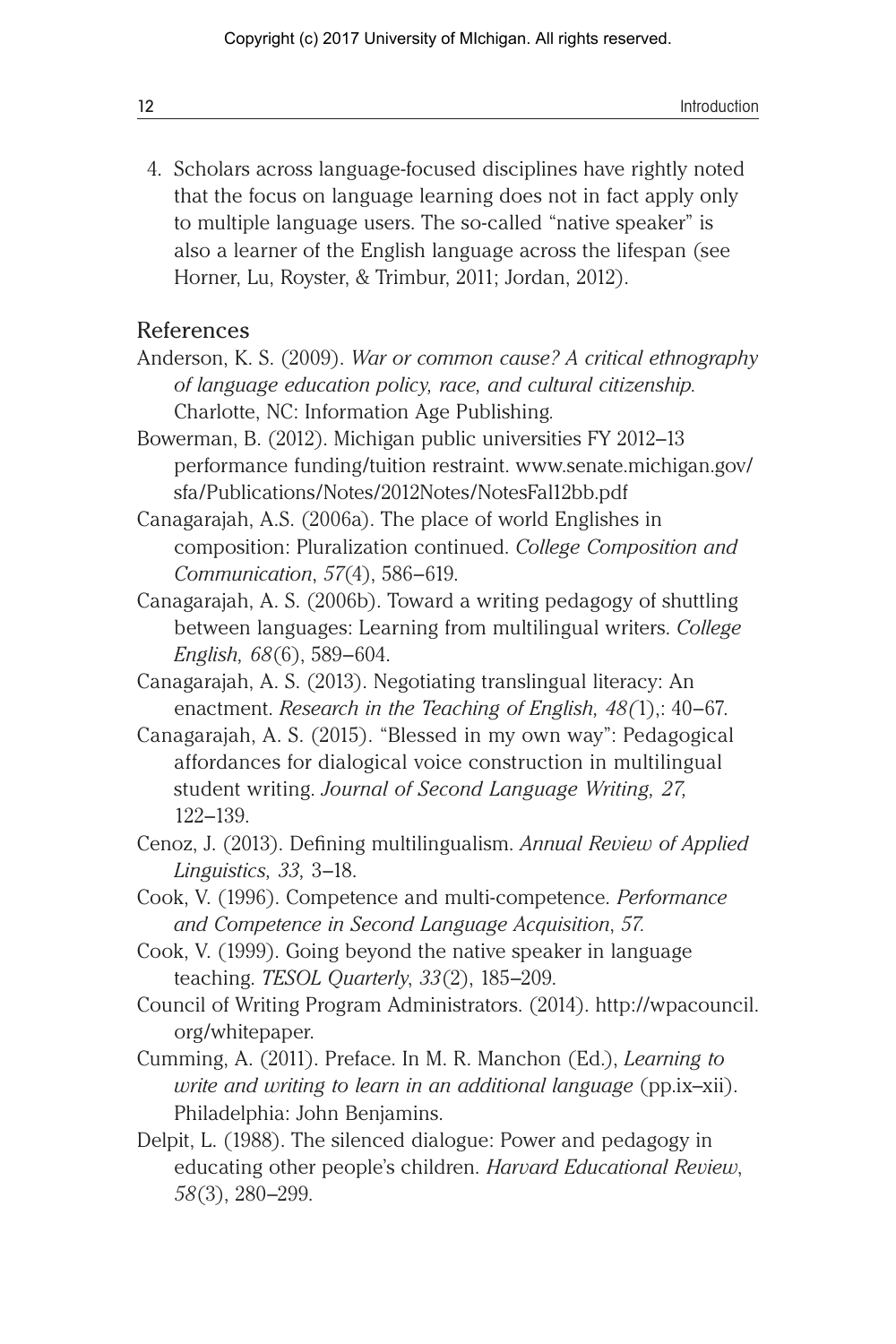4. Scholars across language-focused disciplines have rightly noted that the focus on language learning does not in fact apply only to multiple language users. The so-called "native speaker" is also a learner of the English language across the lifespan (see Horner, Lu, Royster, & Trimbur, 2011; Jordan, 2012).

## References

Anderson, K. S. (2009). *War or common cause? A critical ethnography of language education policy, race, and cultural citizenship*. Charlotte, NC: Information Age Publishing.

Bowerman, B. (2012). Michigan public universities FY 2012–13 performance funding/tuition restraint. www.senate.michigan.gov/sfa/Publications/Notes/2012Notes/NotesFal12bb.pdf

Canagarajah, A.S. (2006a). The place of world Englishes in composition: Pluralization continued. *College Composition and Communication*, *57*(4), 586–619.

Canagarajah, A. S. (2006b). Toward a writing pedagogy of shuttling between languages: Learning from multilingual writers. *College English, 68*(6), 589–604.

Canagarajah, A. S. (2013). Negotiating translingual literacy: An enactment. *Research in the Teaching of English, 48(*1),: 40–67.

Canagarajah, A. S. (2015). "Blessed in my own way": Pedagogical affordances for dialogical voice construction in multilingual student writing. *Journal of Second Language Writing, 27,* 122–139.

Cenoz, J. (2013). Defining multilingualism. *Annual Review of Applied Linguistics, 33,* 3–18.

Cook, V. (1996). Competence and multi-competence. *Performance and Competence in Second Language Acquisition*, *57*.

Cook, V. (1999). Going beyond the native speaker in language teaching. *TESOL Quarterly*, *33*(2), 185–209.

Council of Writing Program Administrators. (2014). http://wpacouncil.org/whitepaper.

Cumming, A. (2011). Preface. In M. R. Manchon (Ed.), *Learning to write and writing to learn in an additional language* (pp.ix–xii). Philadelphia: John Benjamins.

Delpit, L. (1988). The silenced dialogue: Power and pedagogy in educating other people's children. *Harvard Educational Review*, *58*(3), 280–299.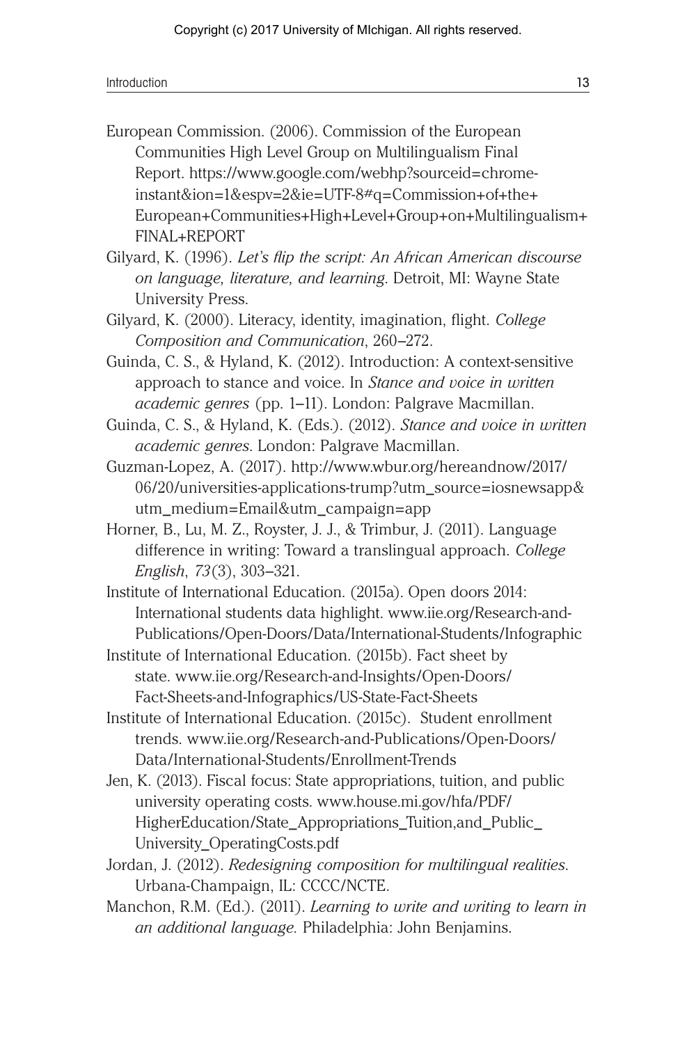European Commission. (2006). Commission of the European Communities High Level Group on Multilingualism Final Report. https://www.google.com/webhp?sourceid=chrome-instant&ion=1&espv=2&ie=UTF-8#q=Commission+of+the+European+Communities+High+Level+Group+on+Multilingualism+FINAL+REPORT

Gilyard, K. (1996). *Let's flip the script: An African American discourse on language, literature, and learning*. Detroit, MI: Wayne State University Press.

Gilyard, K. (2000). Literacy, identity, imagination, flight. *College Composition and Communication*, 260–272.

Guinda, C. S., & Hyland, K. (2012). Introduction: A context-sensitive approach to stance and voice. In *Stance and voice in written academic genres* (pp. 1–11). London: Palgrave Macmillan.

Guinda, C. S., & Hyland, K. (Eds.). (2012). *Stance and voice in written academic genres*. London: Palgrave Macmillan.

Guzman-Lopez, A. (2017). http://www.wbur.org/hereandnow/2017/06/20/universities-applications-trump?utm_source=iosnewsapp&utm_medium=Email&utm_campaign=app

Horner, B., Lu, M. Z., Royster, J. J., & Trimbur, J. (2011). Language difference in writing: Toward a translingual approach. *College English*, *73*(3), 303–321.

Institute of International Education. (2015a). Open doors 2014: International students data highlight. www.iie.org/Research-and-Publications/Open-Doors/Data/International-Students/Infographic

Institute of International Education. (2015b). Fact sheet by state. www.iie.org/Research-and-Insights/Open-Doors/Fact-Sheets-and-Infographics/US-State-Fact-Sheets

Institute of International Education. (2015c). Student enrollment trends. www.iie.org/Research-and-Publications/Open-Doors/Data/International-Students/Enrollment-Trends

Jen, K. (2013). Fiscal focus: State appropriations, tuition, and public university operating costs. www.house.mi.gov/hfa/PDF/HigherEducation/State_Appropriations_Tuition,and_Public_University_OperatingCosts.pdf

Jordan, J. (2012). *Redesigning composition for multilingual realities*. Urbana-Champaign, IL: CCCC/NCTE.

Manchon, R.M. (Ed.). (2011). *Learning to write and writing to learn in an additional language.* Philadelphia: John Benjamins.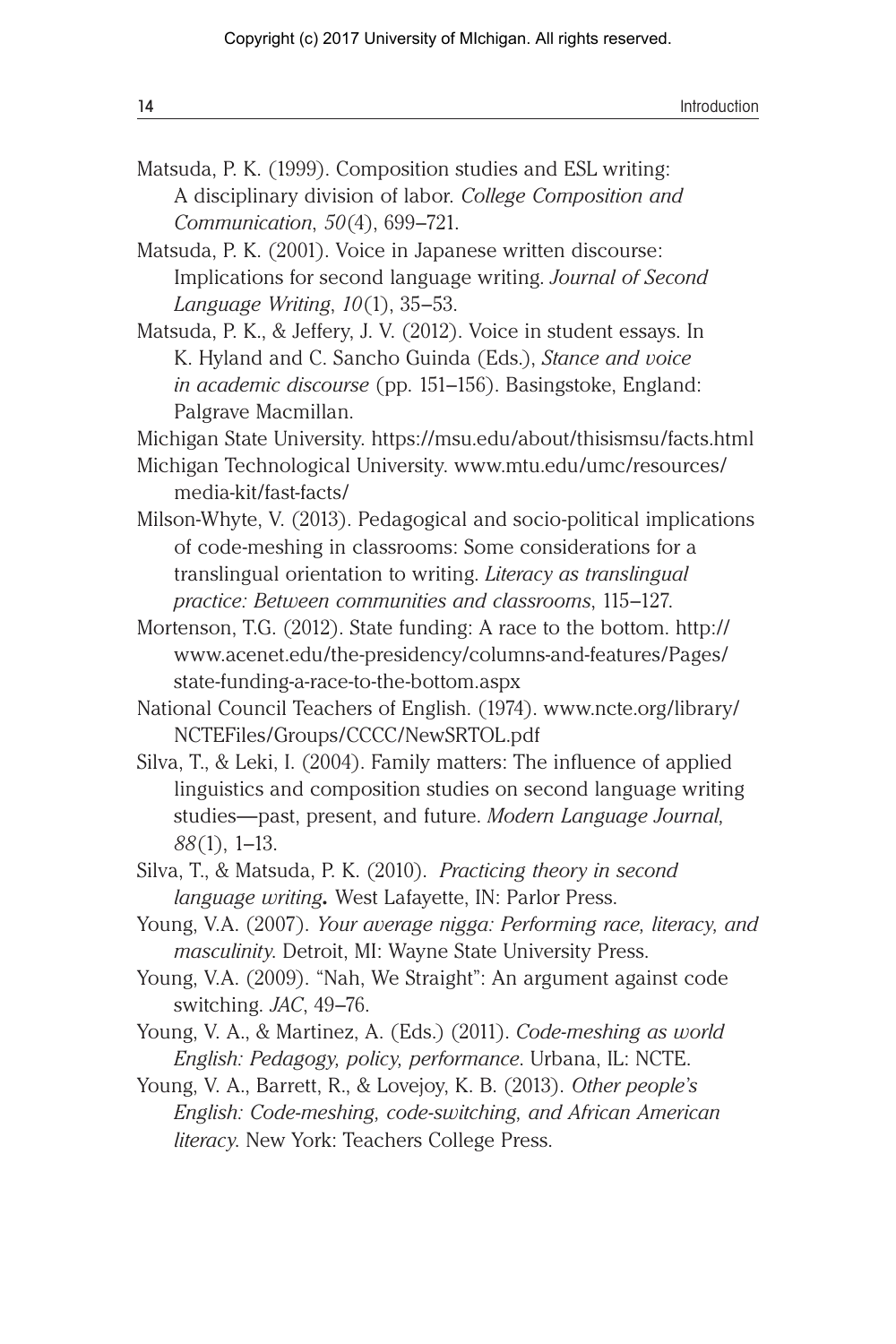Matsuda, P. K. (1999). Composition studies and ESL writing: A disciplinary division of labor. *College Composition and Communication*, *50*(4), 699–721.

Matsuda, P. K. (2001). Voice in Japanese written discourse: Implications for second language writing. *Journal of Second Language Writing*, *10*(1), 35–53.

Matsuda, P. K., & Jeffery, J. V. (2012). Voice in student essays. In K. Hyland and C. Sancho Guinda (Eds.), *Stance and voice in academic discourse* (pp. 151–156). Basingstoke, England: Palgrave Macmillan.

Michigan State University. https://msu.edu/about/thisismsu/facts.html

Michigan Technological University. www.mtu.edu/umc/resources/media-kit/fast-facts/

Milson-Whyte, V. (2013). Pedagogical and socio-political implications of code-meshing in classrooms: Some considerations for a translingual orientation to writing. *Literacy as translingual practice: Between communities and classrooms*, 115–127.

Mortenson, T.G. (2012). State funding: A race to the bottom. http://www.acenet.edu/the-presidency/columns-and-features/Pages/state-funding-a-race-to-the-bottom.aspx

National Council Teachers of English. (1974). www.ncte.org/library/NCTEFiles/Groups/CCCC/NewSRTOL.pdf

Silva, T., & Leki, I. (2004). Family matters: The influence of applied linguistics and composition studies on second language writing studies—past, present, and future. *Modern Language Journal*, *88*(1), 1–13.

Silva, T., & Matsuda, P. K. (2010). *Practicing theory in second language writing***.** West Lafayette, IN: Parlor Press.

Young, V.A. (2007). *Your average nigga: Performing race, literacy, and masculinity*. Detroit, MI: Wayne State University Press.

Young, V.A. (2009). "Nah, We Straight": An argument against code switching. *JAC*, 49–76.

Young, V. A., & Martinez, A. (Eds.) (2011). *Code-meshing as world English: Pedagogy, policy, performance*. Urbana, IL: NCTE.

Young, V. A., Barrett, R., & Lovejoy, K. B. (2013). *Other people's English: Code-meshing, code-switching, and African American literacy*. New York: Teachers College Press.